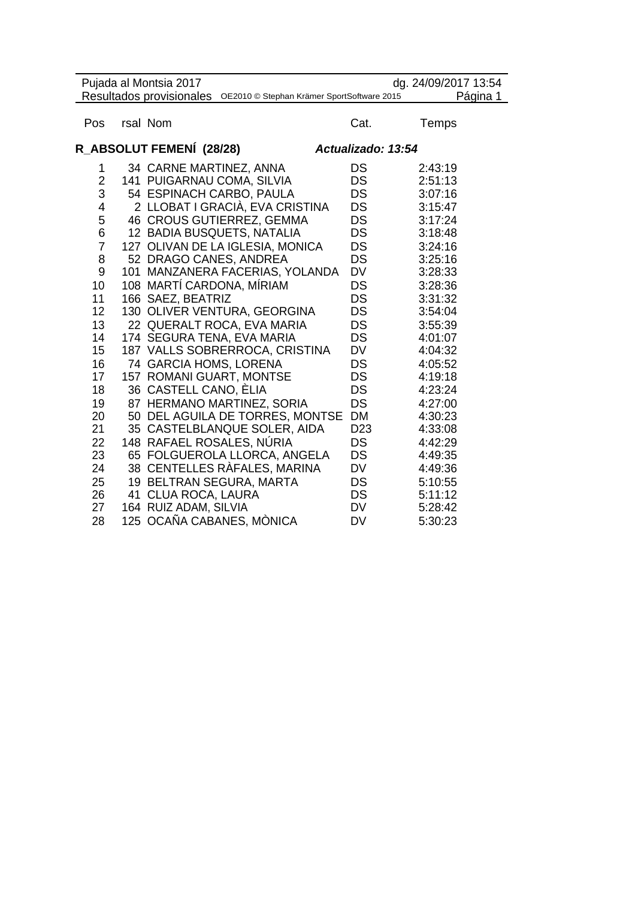Pujada al Montsia 2017 — dg. 24/09/2017 13:54

Resultados provisionales

## R_ABSOLUT FEMENÍ (28/28)

*Actualizado: 13:54*

| Pos | rsal | Nom | Cat. | Temps |
|---|---|---|---|---|
| 1 | 34 | CARNE MARTINEZ, ANNA | DS | 2:43:19 |
| 2 | 141 | PUIGARNAU COMA, SILVIA | DS | 2:51:13 |
| 3 | 54 | ESPINACH CARBO, PAULA | DS | 3:07:16 |
| 4 | 2 | LLOBAT I GRACIÀ, EVA CRISTINA | DS | 3:15:47 |
| 5 | 46 | CROUS GUTIERREZ, GEMMA | DS | 3:17:24 |
| 6 | 12 | BADIA BUSQUETS, NATALIA | DS | 3:18:48 |
| 7 | 127 | OLIVAN DE LA IGLESIA, MONICA | DS | 3:24:16 |
| 8 | 52 | DRAGO CANES, ANDREA | DS | 3:25:16 |
| 9 | 101 | MANZANERA FACERIAS, YOLANDA | DV | 3:28:33 |
| 10 | 108 | MARTÍ CARDONA, MÍRIAM | DS | 3:28:36 |
| 11 | 166 | SAEZ, BEATRIZ | DS | 3:31:32 |
| 12 | 130 | OLIVER VENTURA, GEORGINA | DS | 3:54:04 |
| 13 | 22 | QUERALT ROCA, EVA MARIA | DS | 3:55:39 |
| 14 | 174 | SEGURA TENA, EVA MARIA | DS | 4:01:07 |
| 15 | 187 | VALLS SOBRERROCA, CRISTINA | DV | 4:04:32 |
| 16 | 74 | GARCIA HOMS, LORENA | DS | 4:05:52 |
| 17 | 157 | ROMANI GUART, MONTSE | DS | 4:19:18 |
| 18 | 36 | CASTELL CANO, ÈLIA | DS | 4:23:24 |
| 19 | 87 | HERMANO MARTINEZ, SORIA | DS | 4:27:00 |
| 20 | 50 | DEL AGUILA DE TORRES, MONTSE | DM | 4:30:23 |
| 21 | 35 | CASTELBLANQUE SOLER, AIDA | D23 | 4:33:08 |
| 22 | 148 | RAFAEL ROSALES, NÚRIA | DS | 4:42:29 |
| 23 | 65 | FOLGUEROLA LLORCA, ANGELA | DS | 4:49:35 |
| 24 | 38 | CENTELLES RÀFALES, MARINA | DV | 4:49:36 |
| 25 | 19 | BELTRAN SEGURA, MARTA | DS | 5:10:55 |
| 26 | 41 | CLUA ROCA, LAURA | DS | 5:11:12 |
| 27 | 164 | RUIZ ADAM, SILVIA | DV | 5:28:42 |
| 28 | 125 | OCAÑA CABANES, MÒNICA | DV | 5:30:23 |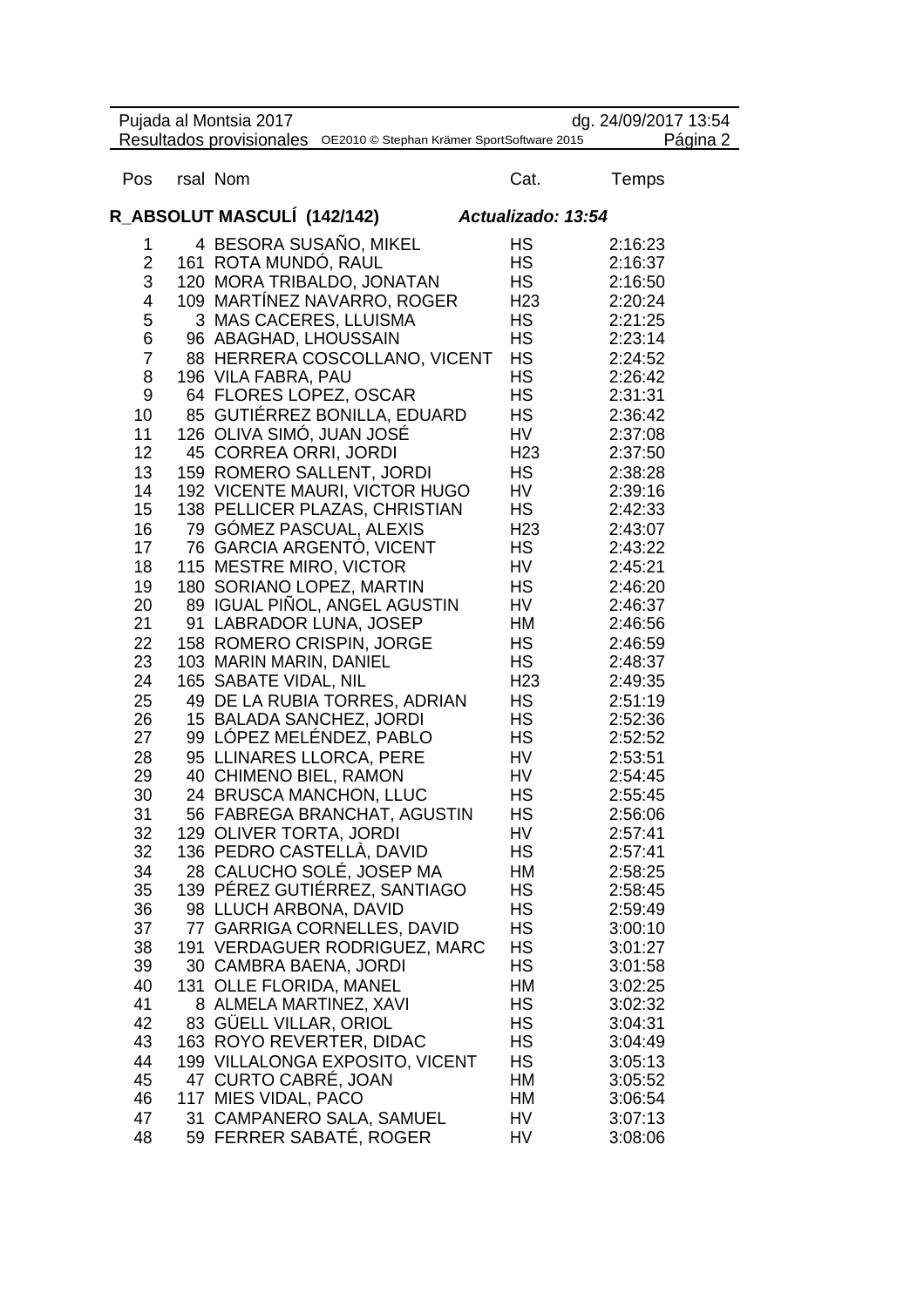## R_ABSOLUT MASCULÍ (142/142)

*Actualizado: 13:54*

| Pos | rsal | Nom | Cat. | Temps |
|---|---|---|---|---|
| 1 | 4 | BESORA SUSAÑO, MIKEL | HS | 2:16:23 |
| 2 | 161 | ROTA MUNDÓ, RAUL | HS | 2:16:37 |
| 3 | 120 | MORA TRIBALDO, JONATAN | HS | 2:16:50 |
| 4 | 109 | MARTÍNEZ NAVARRO, ROGER | H23 | 2:20:24 |
| 5 | 3 | MAS CACERES, LLUISMA | HS | 2:21:25 |
| 6 | 96 | ABAGHAD, LHOUSSAIN | HS | 2:23:14 |
| 7 | 88 | HERRERA COSCOLLANO, VICENT | HS | 2:24:52 |
| 8 | 196 | VILA FABRA, PAU | HS | 2:26:42 |
| 9 | 64 | FLORES LOPEZ, OSCAR | HS | 2:31:31 |
| 10 | 85 | GUTIÉRREZ BONILLA, EDUARD | HS | 2:36:42 |
| 11 | 126 | OLIVA SIMÓ, JUAN JOSÉ | HV | 2:37:08 |
| 12 | 45 | CORREA ORRI, JORDI | H23 | 2:37:50 |
| 13 | 159 | ROMERO SALLENT, JORDI | HS | 2:38:28 |
| 14 | 192 | VICENTE MAURI, VICTOR HUGO | HV | 2:39:16 |
| 15 | 138 | PELLICER PLAZAS, CHRISTIAN | HS | 2:42:33 |
| 16 | 79 | GÓMEZ PASCUAL, ALEXIS | H23 | 2:43:07 |
| 17 | 76 | GARCIA ARGENTÓ, VICENT | HS | 2:43:22 |
| 18 | 115 | MESTRE MIRO, VICTOR | HV | 2:45:21 |
| 19 | 180 | SORIANO LOPEZ, MARTIN | HS | 2:46:20 |
| 20 | 89 | IGUAL PIÑOL, ANGEL AGUSTIN | HV | 2:46:37 |
| 21 | 91 | LABRADOR LUNA, JOSEP | HM | 2:46:56 |
| 22 | 158 | ROMERO CRISPIN, JORGE | HS | 2:46:59 |
| 23 | 103 | MARIN MARIN, DANIEL | HS | 2:48:37 |
| 24 | 165 | SABATE VIDAL, NIL | H23 | 2:49:35 |
| 25 | 49 | DE LA RUBIA TORRES, ADRIAN | HS | 2:51:19 |
| 26 | 15 | BALADA SANCHEZ, JORDI | HS | 2:52:36 |
| 27 | 99 | LÓPEZ MELÉNDEZ, PABLO | HS | 2:52:52 |
| 28 | 95 | LLINARES LLORCA, PERE | HV | 2:53:51 |
| 29 | 40 | CHIMENO BIEL, RAMON | HV | 2:54:45 |
| 30 | 24 | BRUSCA MANCHON, LLUC | HS | 2:55:45 |
| 31 | 56 | FABREGA BRANCHAT, AGUSTIN | HS | 2:56:06 |
| 32 | 129 | OLIVER TORTA, JORDI | HV | 2:57:41 |
| 32 | 136 | PEDRO CASTELLÀ, DAVID | HS | 2:57:41 |
| 34 | 28 | CALUCHO SOLÉ, JOSEP MA | HM | 2:58:25 |
| 35 | 139 | PÉREZ GUTIÉRREZ, SANTIAGO | HS | 2:58:45 |
| 36 | 98 | LLUCH ARBONA, DAVID | HS | 2:59:49 |
| 37 | 77 | GARRIGA CORNELLES, DAVID | HS | 3:00:10 |
| 38 | 191 | VERDAGUER RODRIGUEZ, MARC | HS | 3:01:27 |
| 39 | 30 | CAMBRA BAENA, JORDI | HS | 3:01:58 |
| 40 | 131 | OLLE FLORIDA, MANEL | HM | 3:02:25 |
| 41 | 8 | ALMELA MARTINEZ, XAVI | HS | 3:02:32 |
| 42 | 83 | GÜELL VILLAR, ORIOL | HS | 3:04:31 |
| 43 | 163 | ROYO REVERTER, DIDAC | HS | 3:04:49 |
| 44 | 199 | VILLALONGA EXPOSITO, VICENT | HS | 3:05:13 |
| 45 | 47 | CURTO CABRÉ, JOAN | HM | 3:05:52 |
| 46 | 117 | MIES VIDAL, PACO | HM | 3:06:54 |
| 47 | 31 | CAMPANERO SALA, SAMUEL | HV | 3:07:13 |
| 48 | 59 | FERRER SABATÉ, ROGER | HV | 3:08:06 |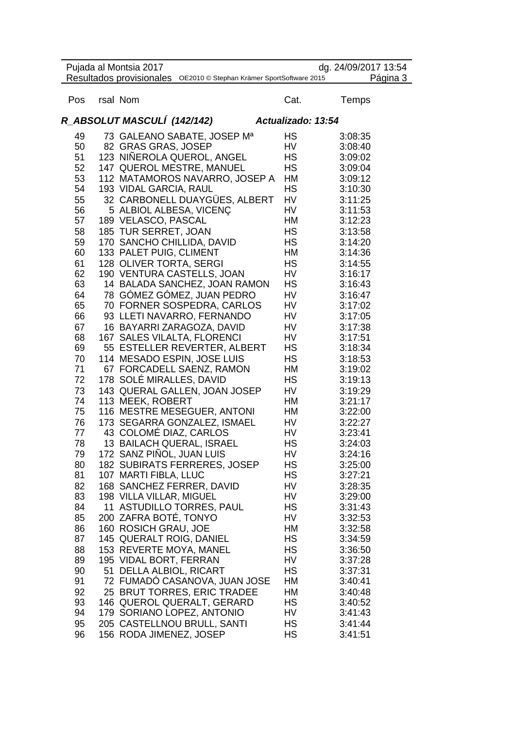## R_ABSOLUT MASCULÍ (142/142) *Actualizado: 13:54*

| Pos | rsal | Nom | Cat. | Temps |
|---|---|---|---|---|
| 49 | 73 | GALEANO SABATE, JOSEP Mª | HS | 3:08:35 |
| 50 | 82 | GRAS GRAS, JOSEP | HV | 3:08:40 |
| 51 | 123 | NIÑEROLA QUEROL, ANGEL | HS | 3:09:02 |
| 52 | 147 | QUEROL MESTRE, MANUEL | HS | 3:09:04 |
| 53 | 112 | MATAMOROS NAVARRO, JOSEP A | HM | 3:09:12 |
| 54 | 193 | VIDAL GARCIA, RAUL | HS | 3:10:30 |
| 55 | 32 | CARBONELL DUAYGÜES, ALBERT | HV | 3:11:25 |
| 56 | 5 | ALBIOL ALBESA, VICENÇ | HV | 3:11:53 |
| 57 | 189 | VELASCO, PASCAL | HM | 3:12:23 |
| 58 | 185 | TUR SERRET, JOAN | HS | 3:13:58 |
| 59 | 170 | SANCHO CHILLIDA, DAVID | HS | 3:14:20 |
| 60 | 133 | PALET PUIG, CLIMENT | HM | 3:14:36 |
| 61 | 128 | OLIVER TORTA, SERGI | HS | 3:14:55 |
| 62 | 190 | VENTURA CASTELLS, JOAN | HV | 3:16:17 |
| 63 | 14 | BALADA SANCHEZ, JOAN RAMON | HS | 3:16:43 |
| 64 | 78 | GÓMEZ GÓMEZ, JUAN PEDRO | HV | 3:16:47 |
| 65 | 70 | FORNER SOSPEDRA, CARLOS | HV | 3:17:02 |
| 66 | 93 | LLETI NAVARRO, FERNANDO | HV | 3:17:05 |
| 67 | 16 | BAYARRI ZARAGOZA, DAVID | HV | 3:17:38 |
| 68 | 167 | SALES VILALTA, FLORENCI | HV | 3:17:51 |
| 69 | 55 | ESTELLER REVERTER, ALBERT | HS | 3:18:34 |
| 70 | 114 | MESADO ESPIN, JOSE LUIS | HS | 3:18:53 |
| 71 | 67 | FORCADELL SAENZ, RAMON | HM | 3:19:02 |
| 72 | 178 | SOLÉ MIRALLES, DAVID | HS | 3:19:13 |
| 73 | 143 | QUERAL GALLEN, JOAN JOSEP | HV | 3:19:29 |
| 74 | 113 | MEEK, ROBERT | HM | 3:21:17 |
| 75 | 116 | MESTRE MESEGUER, ANTONI | HM | 3:22:00 |
| 76 | 173 | SEGARRA GONZALEZ, ISMAEL | HV | 3:22:27 |
| 77 | 43 | COLOMÉ DIAZ, CARLOS | HV | 3:23:41 |
| 78 | 13 | BAILACH QUERAL, ISRAEL | HS | 3:24:03 |
| 79 | 172 | SANZ PIÑOL, JUAN LUIS | HV | 3:24:16 |
| 80 | 182 | SUBIRATS FERRERES, JOSEP | HS | 3:25:00 |
| 81 | 107 | MARTI FIBLA, LLUC | HS | 3:27:21 |
| 82 | 168 | SANCHEZ FERRER, DAVID | HV | 3:28:35 |
| 83 | 198 | VILLA VILLAR, MIGUEL | HV | 3:29:00 |
| 84 | 11 | ASTUDILLO TORRES, PAUL | HS | 3:31:43 |
| 85 | 200 | ZAFRA BOTÉ, TONYO | HV | 3:32:53 |
| 86 | 160 | ROSICH GRAU, JOE | HM | 3:32:58 |
| 87 | 145 | QUERALT ROIG, DANIEL | HS | 3:34:59 |
| 88 | 153 | REVERTE MOYA, MANEL | HS | 3:36:50 |
| 89 | 195 | VIDAL BORT, FERRAN | HV | 3:37:28 |
| 90 | 51 | DELLA ALBIOL, RICART | HS | 3:37:31 |
| 91 | 72 | FUMADÓ CASANOVA, JUAN JOSE | HM | 3:40:41 |
| 92 | 25 | BRUT TORRES, ERIC TRADEE | HM | 3:40:48 |
| 93 | 146 | QUEROL QUERALT, GERARD | HS | 3:40:52 |
| 94 | 179 | SORIANO LOPEZ, ANTONIO | HV | 3:41:43 |
| 95 | 205 | CASTELLNOU BRULL, SANTI | HS | 3:41:44 |
| 96 | 156 | RODA JIMENEZ, JOSEP | HS | 3:41:51 |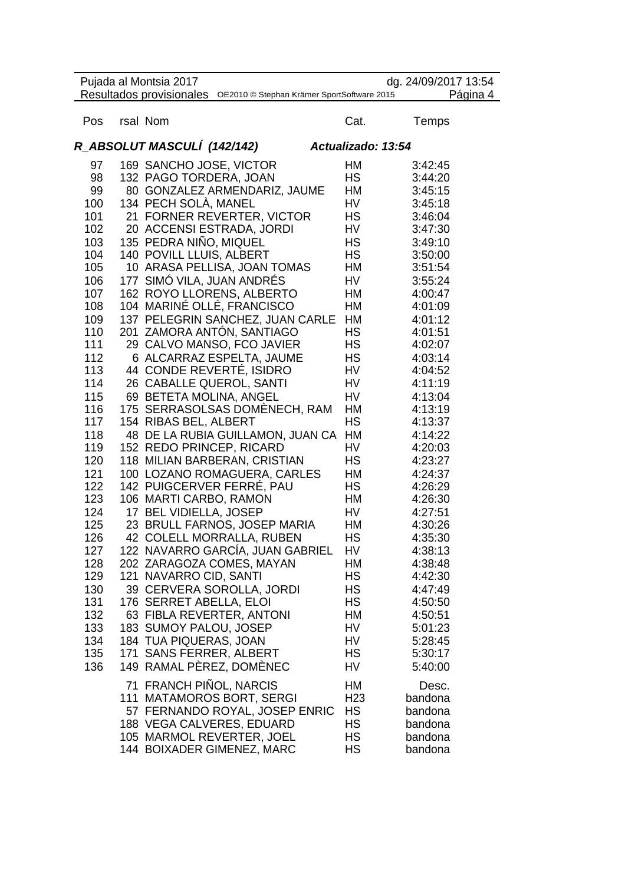| Pos | rsal | Nom | Cat. | Temps |
|---|---|---|---|---|
| ***R_ABSOLUT MASCULÍ (142/142)*** | | | ***Actualizado: 13:54*** | |
| 97 | 169 | SANCHO JOSE, VICTOR | HM | 3:42:45 |
| 98 | 132 | PAGO TORDERA, JOAN | HS | 3:44:20 |
| 99 | 80 | GONZALEZ ARMENDARIZ, JAUME | HM | 3:45:15 |
| 100 | 134 | PECH SOLÀ, MANEL | HV | 3:45:18 |
| 101 | 21 | FORNER REVERTER, VICTOR | HS | 3:46:04 |
| 102 | 20 | ACCENSI ESTRADA, JORDI | HV | 3:47:30 |
| 103 | 135 | PEDRA NIÑO, MIQUEL | HS | 3:49:10 |
| 104 | 140 | POVILL LLUIS, ALBERT | HS | 3:50:00 |
| 105 | 10 | ARASA PELLISA, JOAN TOMAS | HM | 3:51:54 |
| 106 | 177 | SIMÓ VILA, JUAN ANDRÉS | HV | 3:55:24 |
| 107 | 162 | ROYO LLORENS, ALBERTO | HM | 4:00:47 |
| 108 | 104 | MARINÉ OLLÉ, FRANCISCO | HM | 4:01:09 |
| 109 | 137 | PELEGRIN SANCHEZ, JUAN CARLE | HM | 4:01:12 |
| 110 | 201 | ZAMORA ANTÓN, SANTIAGO | HS | 4:01:51 |
| 111 | 29 | CALVO MANSO, FCO JAVIER | HS | 4:02:07 |
| 112 | 6 | ALCARRAZ ESPELTA, JAUME | HS | 4:03:14 |
| 113 | 44 | CONDE REVERTÉ, ISIDRO | HV | 4:04:52 |
| 114 | 26 | CABALLE QUEROL, SANTI | HV | 4:11:19 |
| 115 | 69 | BETETA MOLINA, ANGEL | HV | 4:13:04 |
| 116 | 175 | SERRASOLSAS DOMÈNECH, RAM | HM | 4:13:19 |
| 117 | 154 | RIBAS BEL, ALBERT | HS | 4:13:37 |
| 118 | 48 | DE LA RUBIA GUILLAMON, JUAN CA | HM | 4:14:22 |
| 119 | 152 | REDO PRINCEP, RICARD | HV | 4:20:03 |
| 120 | 118 | MILIAN BARBERAN, CRISTIAN | HS | 4:23:27 |
| 121 | 100 | LOZANO ROMAGUERA, CARLES | HM | 4:24:37 |
| 122 | 142 | PUIGCERVER FERRÉ, PAU | HS | 4:26:29 |
| 123 | 106 | MARTI CARBO, RAMON | HM | 4:26:30 |
| 124 | 17 | BEL VIDIELLA, JOSEP | HV | 4:27:51 |
| 125 | 23 | BRULL FARNOS, JOSEP MARIA | HM | 4:30:26 |
| 126 | 42 | COLELL MORRALLA, RUBEN | HS | 4:35:30 |
| 127 | 122 | NAVARRO GARCÍA, JUAN GABRIEL | HV | 4:38:13 |
| 128 | 202 | ZARAGOZA COMES, MAYAN | HM | 4:38:48 |
| 129 | 121 | NAVARRO CID, SANTI | HS | 4:42:30 |
| 130 | 39 | CERVERA SOROLLA, JORDI | HS | 4:47:49 |
| 131 | 176 | SERRET ABELLA, ELOI | HS | 4:50:50 |
| 132 | 63 | FIBLA REVERTER, ANTONI | HM | 4:50:51 |
| 133 | 183 | SUMOY PALOU, JOSEP | HV | 5:01:23 |
| 134 | 184 | TUA PIQUERAS, JOAN | HV | 5:28:45 |
| 135 | 171 | SANS FERRER, ALBERT | HS | 5:30:17 |
| 136 | 149 | RAMAL PÈREZ, DOMÈNEC | HV | 5:40:00 |
| | 71 | FRANCH PIÑOL, NARCIS | HM | Desc. |
| | 111 | MATAMOROS BORT, SERGI | H23 | bandona |
| | 57 | FERNANDO ROYAL, JOSEP ENRIC | HS | bandona |
| | 188 | VEGA CALVERES, EDUARD | HS | bandona |
| | 105 | MARMOL REVERTER, JOEL | HS | bandona |
| | 144 | BOIXADER GIMENEZ, MARC | HS | bandona |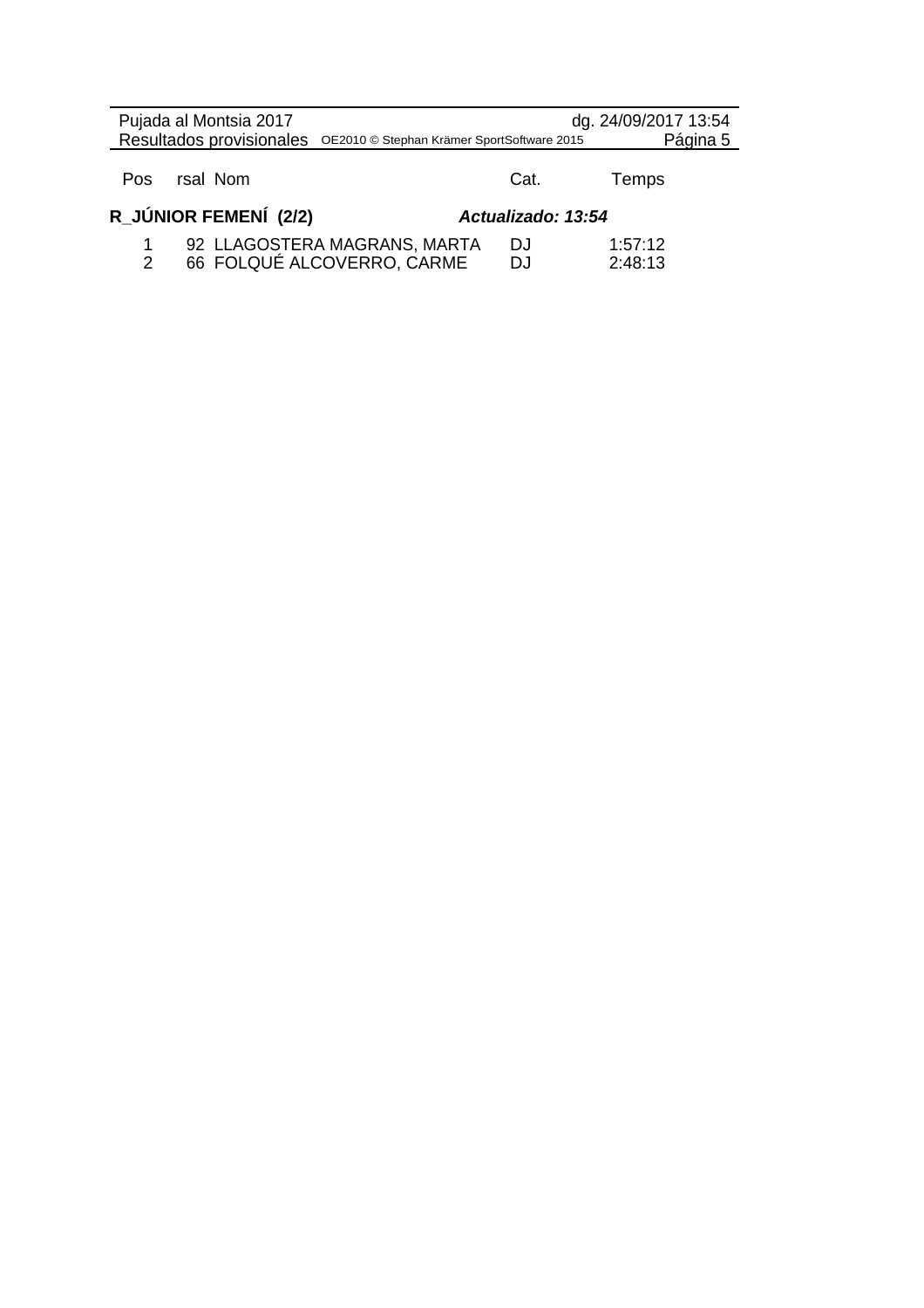## R_JÚNIOR FEMENÍ (2/2)

*Actualizado: 13:54*

| Pos | rsal | Nom | Cat. | Temps |
| --- | --- | --- | --- | --- |
| 1 | 92 | LLAGOSTERA MAGRANS, MARTA | DJ | 1:57:12 |
| 2 | 66 | FOLQUÉ ALCOVERRO, CARME | DJ | 2:48:13 |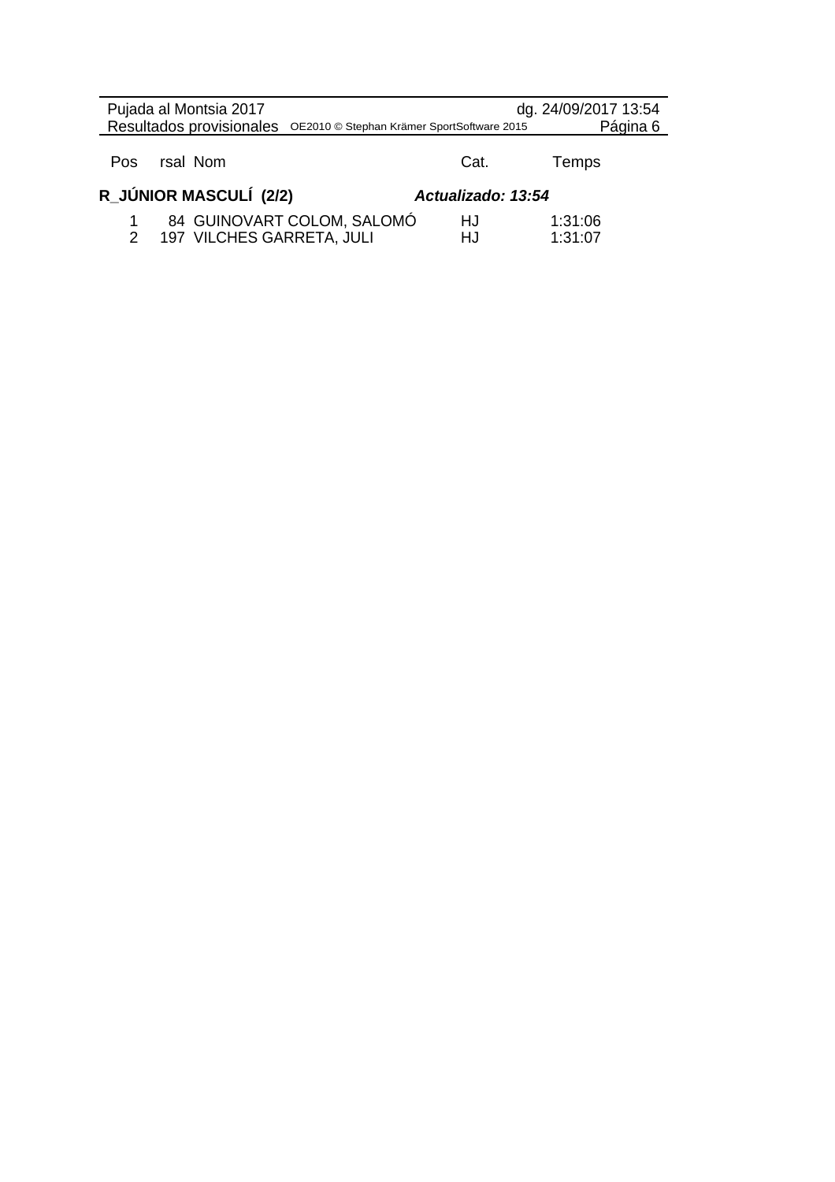| Pos | rsal | Nom | Cat. | Temps |
|---|---|---|---|---|
| **R_JÚNIOR MASCULÍ (2/2)** | | | ***Actualizado: 13:54*** | |
| 1 | 84 | GUINOVART COLOM, SALOMÓ | HJ | 1:31:06 |
| 2 | 197 | VILCHES GARRETA, JULI | HJ | 1:31:07 |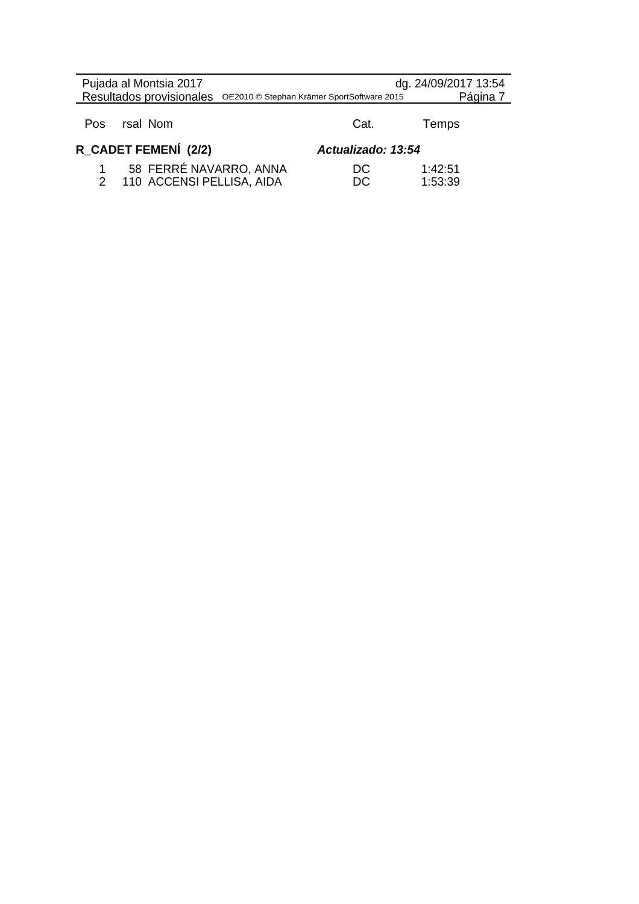## R_CADET FEMENÍ (2/2)

*Actualizado: 13:54*

| Pos | rsal | Nom | Cat. | Temps |
|---|---|---|---|---|
| 1 | 58 | FERRÉ NAVARRO, ANNA | DC | 1:42:51 |
| 2 | 110 | ACCENSI PELLISA, AIDA | DC | 1:53:39 |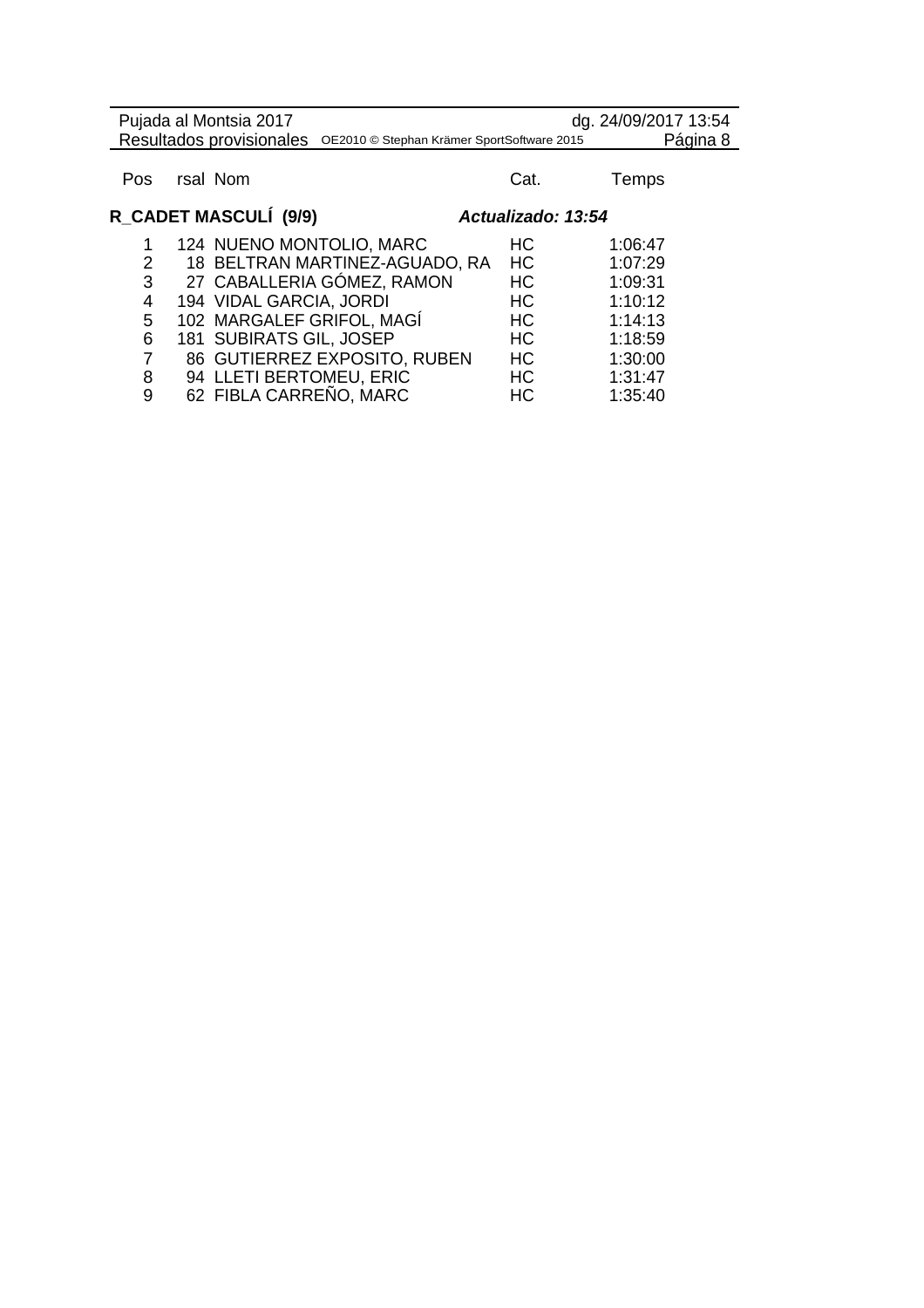| Pos | rsal | Nom | Cat. | Temps |
|---|---|---|---|---|
| **R_CADET MASCULÍ (9/9)** | | | ***Actualizado: 13:54*** | |
| 1 | 124 | NUENO MONTOLIO, MARC | HC | 1:06:47 |
| 2 | 18 | BELTRAN MARTINEZ-AGUADO, RA | HC | 1:07:29 |
| 3 | 27 | CABALLERIA GÓMEZ, RAMON | HC | 1:09:31 |
| 4 | 194 | VIDAL GARCIA, JORDI | HC | 1:10:12 |
| 5 | 102 | MARGALEF GRIFOL, MAGÍ | HC | 1:14:13 |
| 6 | 181 | SUBIRATS GIL, JOSEP | HC | 1:18:59 |
| 7 | 86 | GUTIERREZ EXPOSITO, RUBEN | HC | 1:30:00 |
| 8 | 94 | LLETI BERTOMEU, ERIC | HC | 1:31:47 |
| 9 | 62 | FIBLA CARREÑO, MARC | HC | 1:35:40 |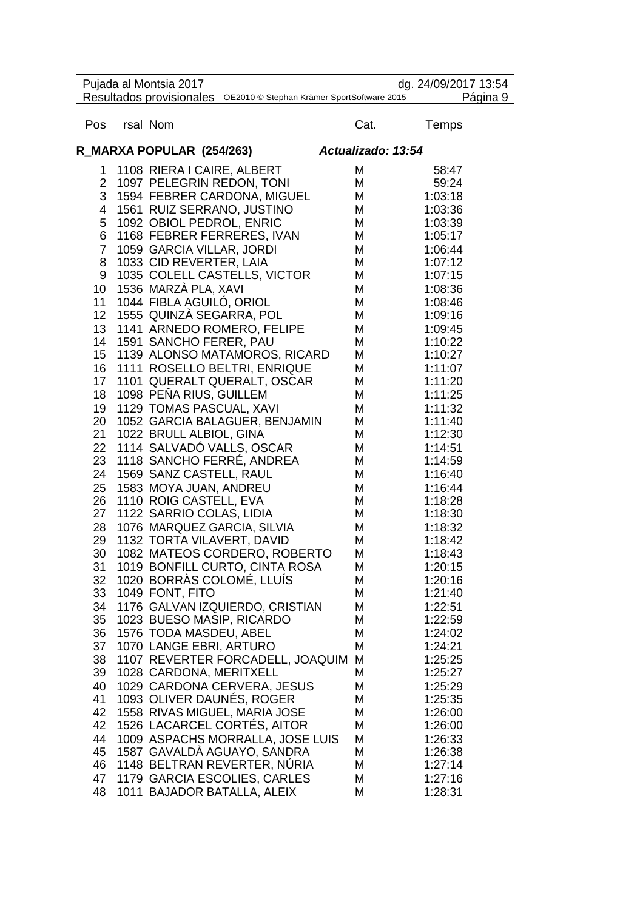## R_MARXA POPULAR (254/263) *Actualizado: 13:54*

| Pos | rsal | Nom | Cat. | Temps |
|---|---|---|---|---|
| 1 | 1108 | RIERA I CAIRE, ALBERT | M | 58:47 |
| 2 | 1097 | PELEGRIN REDON, TONI | M | 59:24 |
| 3 | 1594 | FEBRER CARDONA, MIGUEL | M | 1:03:18 |
| 4 | 1561 | RUIZ SERRANO, JUSTINO | M | 1:03:36 |
| 5 | 1092 | OBIOL PEDROL, ENRIC | M | 1:03:39 |
| 6 | 1168 | FEBRER FERRERES, IVAN | M | 1:05:17 |
| 7 | 1059 | GARCIA VILLAR, JORDI | M | 1:06:44 |
| 8 | 1033 | CID REVERTER, LAIA | M | 1:07:12 |
| 9 | 1035 | COLELL CASTELLS, VICTOR | M | 1:07:15 |
| 10 | 1536 | MARZÀ PLA, XAVI | M | 1:08:36 |
| 11 | 1044 | FIBLA AGUILÓ, ORIOL | M | 1:08:46 |
| 12 | 1555 | QUINZÀ SEGARRA, POL | M | 1:09:16 |
| 13 | 1141 | ARNEDO ROMERO, FELIPE | M | 1:09:45 |
| 14 | 1591 | SANCHO FERER, PAU | M | 1:10:22 |
| 15 | 1139 | ALONSO MATAMOROS, RICARD | M | 1:10:27 |
| 16 | 1111 | ROSELLO BELTRI, ENRIQUE | M | 1:11:07 |
| 17 | 1101 | QUERALT QUERALT, OSCAR | M | 1:11:20 |
| 18 | 1098 | PEÑA RIUS, GUILLEM | M | 1:11:25 |
| 19 | 1129 | TOMAS PASCUAL, XAVI | M | 1:11:32 |
| 20 | 1052 | GARCIA BALAGUER, BENJAMIN | M | 1:11:40 |
| 21 | 1022 | BRULL ALBIOL, GINA | M | 1:12:30 |
| 22 | 1114 | SALVADÓ VALLS, OSCAR | M | 1:14:51 |
| 23 | 1118 | SANCHO FERRÉ, ANDREA | M | 1:14:59 |
| 24 | 1569 | SANZ CASTELL, RAUL | M | 1:16:40 |
| 25 | 1583 | MOYA JUAN, ANDREU | M | 1:16:44 |
| 26 | 1110 | ROIG CASTELL, EVA | M | 1:18:28 |
| 27 | 1122 | SARRIO COLAS, LIDIA | M | 1:18:30 |
| 28 | 1076 | MARQUEZ GARCIA, SILVIA | M | 1:18:32 |
| 29 | 1132 | TORTA VILAVERT, DAVID | M | 1:18:42 |
| 30 | 1082 | MATEOS CORDERO, ROBERTO | M | 1:18:43 |
| 31 | 1019 | BONFILL CURTO, CINTA ROSA | M | 1:20:15 |
| 32 | 1020 | BORRÀS COLOMÉ, LLUÍS | M | 1:20:16 |
| 33 | 1049 | FONT, FITO | M | 1:21:40 |
| 34 | 1176 | GALVAN IZQUIERDO, CRISTIAN | M | 1:22:51 |
| 35 | 1023 | BUESO MASIP, RICARDO | M | 1:22:59 |
| 36 | 1576 | TODA MASDEU, ABEL | M | 1:24:02 |
| 37 | 1070 | LANGE EBRI, ARTURO | M | 1:24:21 |
| 38 | 1107 | REVERTER FORCADELL, JOAQUIM | M | 1:25:25 |
| 39 | 1028 | CARDONA, MERITXELL | M | 1:25:27 |
| 40 | 1029 | CARDONA CERVERA, JESUS | M | 1:25:29 |
| 41 | 1093 | OLIVER DAUNÉS, ROGER | M | 1:25:35 |
| 42 | 1558 | RIVAS MIGUEL, MARIA JOSE | M | 1:26:00 |
| 42 | 1526 | LACARCEL CORTÉS, AITOR | M | 1:26:00 |
| 44 | 1009 | ASPACHS MORRALLA, JOSE LUIS | M | 1:26:33 |
| 45 | 1587 | GAVALDÀ AGUAYO, SANDRA | M | 1:26:38 |
| 46 | 1148 | BELTRAN REVERTER, NÚRIA | M | 1:27:14 |
| 47 | 1179 | GARCIA ESCOLIES, CARLES | M | 1:27:16 |
| 48 | 1011 | BAJADOR BATALLA, ALEIX | M | 1:28:31 |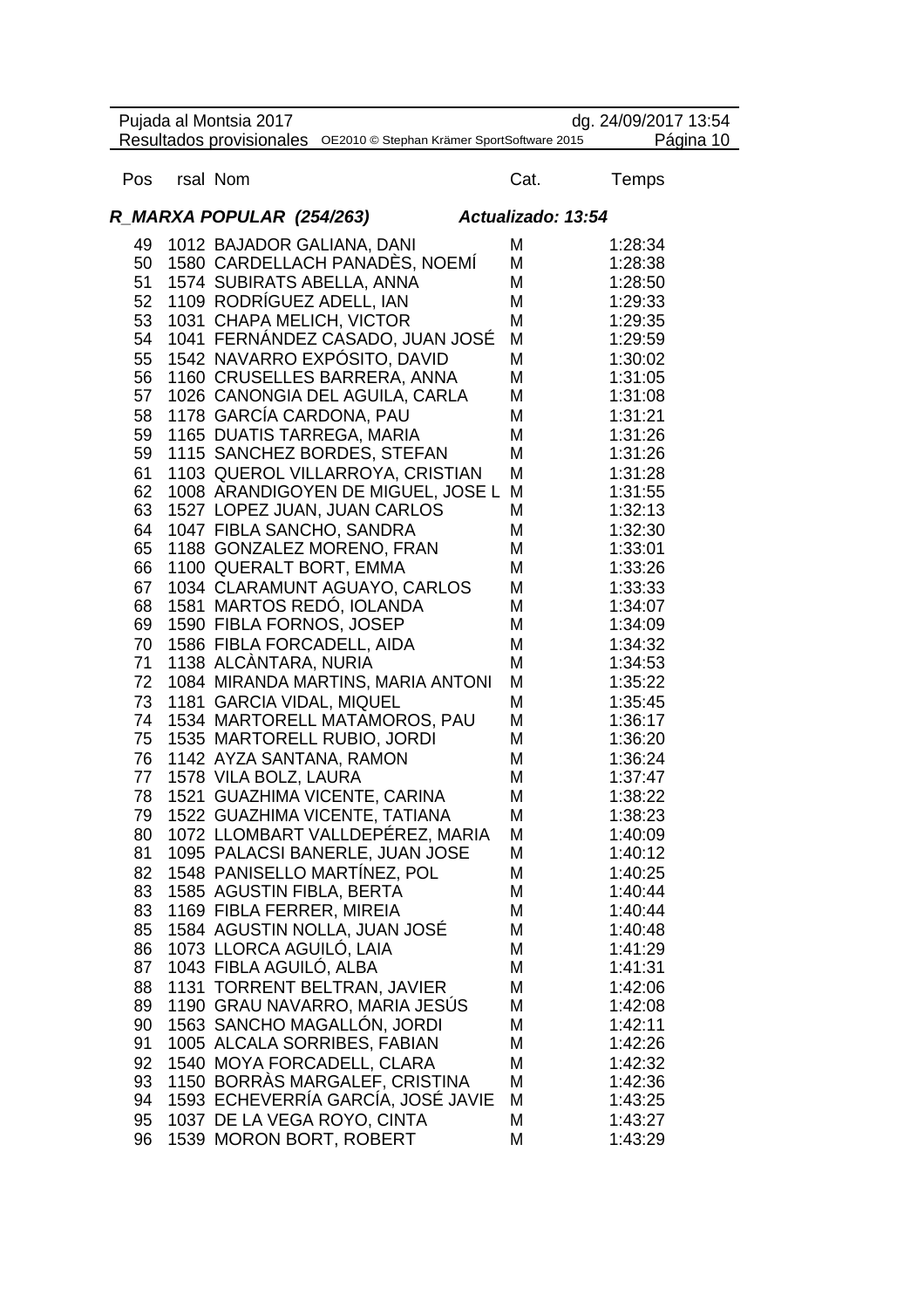## R_MARXA POPULAR (254/263) *Actualizado: 13:54*

| Pos | rsal | Nom | Cat. | Temps |
|---|---|---|---|---|
| 49 | 1012 | BAJADOR GALIANA, DANI | M | 1:28:34 |
| 50 | 1580 | CARDELLACH PANADÈS, NOEMÍ | M | 1:28:38 |
| 51 | 1574 | SUBIRATS ABELLA, ANNA | M | 1:28:50 |
| 52 | 1109 | RODRÍGUEZ ADELL, IAN | M | 1:29:33 |
| 53 | 1031 | CHAPA MELICH, VICTOR | M | 1:29:35 |
| 54 | 1041 | FERNÁNDEZ CASADO, JUAN JOSÉ | M | 1:29:59 |
| 55 | 1542 | NAVARRO EXPÓSITO, DAVID | M | 1:30:02 |
| 56 | 1160 | CRUSELLES BARRERA, ANNA | M | 1:31:05 |
| 57 | 1026 | CANONGIA DEL AGUILA, CARLA | M | 1:31:08 |
| 58 | 1178 | GARCÍA CARDONA, PAU | M | 1:31:21 |
| 59 | 1165 | DUATIS TARREGA, MARIA | M | 1:31:26 |
| 59 | 1115 | SANCHEZ BORDES, STEFAN | M | 1:31:26 |
| 61 | 1103 | QUEROL VILLARROYA, CRISTIAN | M | 1:31:28 |
| 62 | 1008 | ARANDIGOYEN DE MIGUEL, JOSE L | M | 1:31:55 |
| 63 | 1527 | LOPEZ JUAN, JUAN CARLOS | M | 1:32:13 |
| 64 | 1047 | FIBLA SANCHO, SANDRA | M | 1:32:30 |
| 65 | 1188 | GONZALEZ MORENO, FRAN | M | 1:33:01 |
| 66 | 1100 | QUERALT BORT, EMMA | M | 1:33:26 |
| 67 | 1034 | CLARAMUNT AGUAYO, CARLOS | M | 1:33:33 |
| 68 | 1581 | MARTOS REDÓ, IOLANDA | M | 1:34:07 |
| 69 | 1590 | FIBLA FORNOS, JOSEP | M | 1:34:09 |
| 70 | 1586 | FIBLA FORCADELL, AIDA | M | 1:34:32 |
| 71 | 1138 | ALCÀNTARA, NURIA | M | 1:34:53 |
| 72 | 1084 | MIRANDA MARTINS, MARIA ANTONI | M | 1:35:22 |
| 73 | 1181 | GARCIA VIDAL, MIQUEL | M | 1:35:45 |
| 74 | 1534 | MARTORELL MATAMOROS, PAU | M | 1:36:17 |
| 75 | 1535 | MARTORELL RUBIO, JORDI | M | 1:36:20 |
| 76 | 1142 | AYZA SANTANA, RAMON | M | 1:36:24 |
| 77 | 1578 | VILA BOLZ, LAURA | M | 1:37:47 |
| 78 | 1521 | GUAZHIMA VICENTE, CARINA | M | 1:38:22 |
| 79 | 1522 | GUAZHIMA VICENTE, TATIANA | M | 1:38:23 |
| 80 | 1072 | LLOMBART VALLDEPÉREZ, MARIA | M | 1:40:09 |
| 81 | 1095 | PALACSI BANERLE, JUAN JOSE | M | 1:40:12 |
| 82 | 1548 | PANISELLO MARTÍNEZ, POL | M | 1:40:25 |
| 83 | 1585 | AGUSTIN FIBLA, BERTA | M | 1:40:44 |
| 83 | 1169 | FIBLA FERRER, MIREIA | M | 1:40:44 |
| 85 | 1584 | AGUSTIN NOLLA, JUAN JOSÉ | M | 1:40:48 |
| 86 | 1073 | LLORCA AGUILÓ, LAIA | M | 1:41:29 |
| 87 | 1043 | FIBLA AGUILÓ, ALBA | M | 1:41:31 |
| 88 | 1131 | TORRENT BELTRAN, JAVIER | M | 1:42:06 |
| 89 | 1190 | GRAU NAVARRO, MARIA JESÚS | M | 1:42:08 |
| 90 | 1563 | SANCHO MAGALLÓN, JORDI | M | 1:42:11 |
| 91 | 1005 | ALCALA SORRIBES, FABIAN | M | 1:42:26 |
| 92 | 1540 | MOYA FORCADELL, CLARA | M | 1:42:32 |
| 93 | 1150 | BORRÀS MARGALEF, CRISTINA | M | 1:42:36 |
| 94 | 1593 | ECHEVERRÍA GARCÍA, JOSÉ JAVIE | M | 1:43:25 |
| 95 | 1037 | DE LA VEGA ROYO, CINTA | M | 1:43:27 |
| 96 | 1539 | MORON BORT, ROBERT | M | 1:43:29 |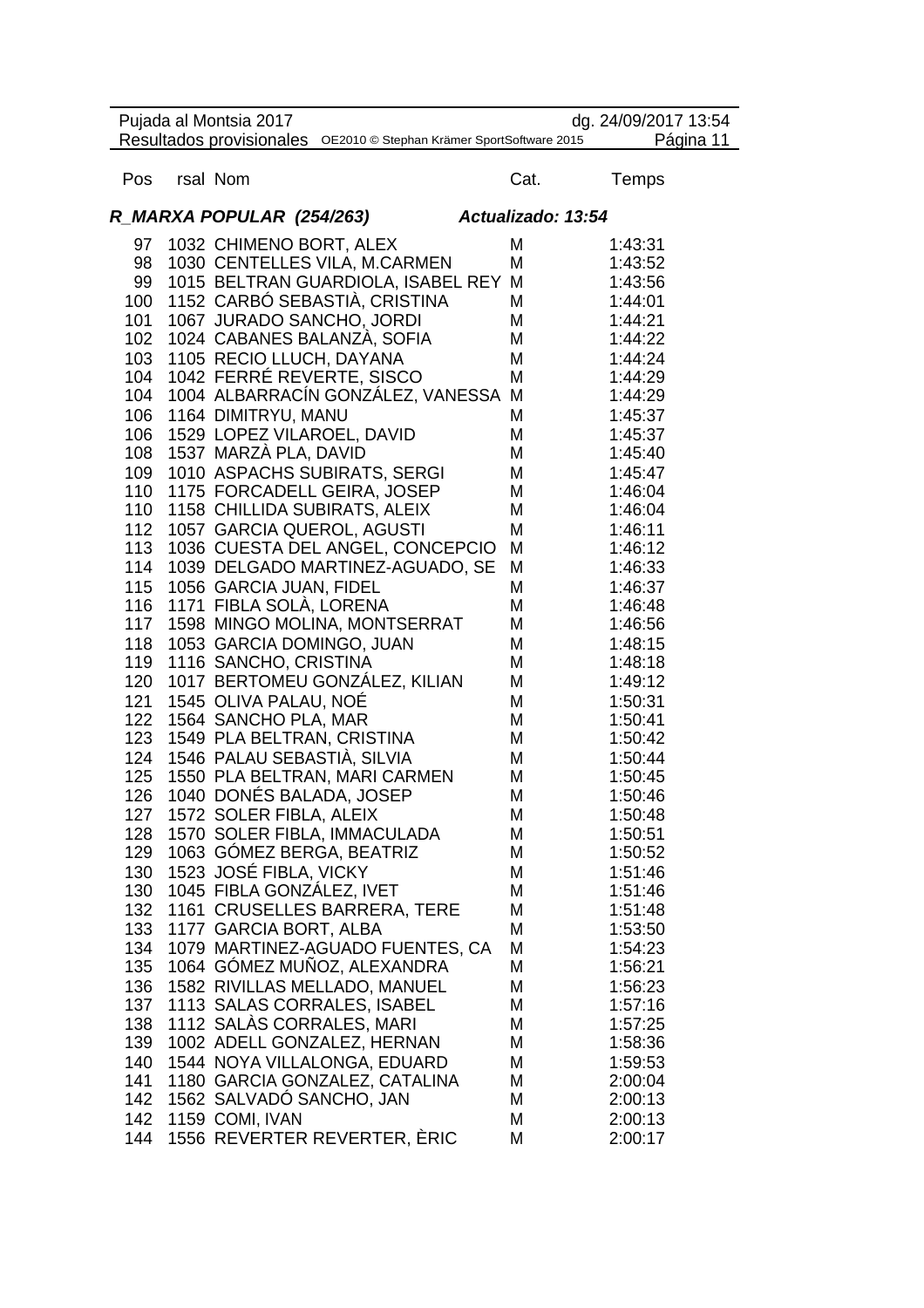## R_MARXA POPULAR (254/263) *Actualizado: 13:54*

| Pos | rsal | Nom | Cat. | Temps |
|---|---|---|---|---|
| 97 | 1032 | CHIMENO BORT, ALEX | M | 1:43:31 |
| 98 | 1030 | CENTELLES VILA, M.CARMEN | M | 1:43:52 |
| 99 | 1015 | BELTRAN GUARDIOLA, ISABEL REY | M | 1:43:56 |
| 100 | 1152 | CARBÓ SEBASTIÀ, CRISTINA | M | 1:44:01 |
| 101 | 1067 | JURADO SANCHO, JORDI | M | 1:44:21 |
| 102 | 1024 | CABANES BALANZÀ, SOFIA | M | 1:44:22 |
| 103 | 1105 | RECIO LLUCH, DAYANA | M | 1:44:24 |
| 104 | 1042 | FERRÉ REVERTE, SISCO | M | 1:44:29 |
| 104 | 1004 | ALBARRACÍN GONZÁLEZ, VANESSA | M | 1:44:29 |
| 106 | 1164 | DIMITRYU, MANU | M | 1:45:37 |
| 106 | 1529 | LOPEZ VILAROEL, DAVID | M | 1:45:37 |
| 108 | 1537 | MARZÀ PLA, DAVID | M | 1:45:40 |
| 109 | 1010 | ASPACHS SUBIRATS, SERGI | M | 1:45:47 |
| 110 | 1175 | FORCADELL GEIRA, JOSEP | M | 1:46:04 |
| 110 | 1158 | CHILLIDA SUBIRATS, ALEIX | M | 1:46:04 |
| 112 | 1057 | GARCIA QUEROL, AGUSTI | M | 1:46:11 |
| 113 | 1036 | CUESTA DEL ANGEL, CONCEPCIO | M | 1:46:12 |
| 114 | 1039 | DELGADO MARTINEZ-AGUADO, SE | M | 1:46:33 |
| 115 | 1056 | GARCIA JUAN, FIDEL | M | 1:46:37 |
| 116 | 1171 | FIBLA SOLÀ, LORENA | M | 1:46:48 |
| 117 | 1598 | MINGO MOLINA, MONTSERRAT | M | 1:46:56 |
| 118 | 1053 | GARCIA DOMINGO, JUAN | M | 1:48:15 |
| 119 | 1116 | SANCHO, CRISTINA | M | 1:48:18 |
| 120 | 1017 | BERTOMEU GONZÁLEZ, KILIAN | M | 1:49:12 |
| 121 | 1545 | OLIVA PALAU, NOÉ | M | 1:50:31 |
| 122 | 1564 | SANCHO PLA, MAR | M | 1:50:41 |
| 123 | 1549 | PLA BELTRAN, CRISTINA | M | 1:50:42 |
| 124 | 1546 | PALAU SEBASTIÀ, SILVIA | M | 1:50:44 |
| 125 | 1550 | PLA BELTRAN, MARI CARMEN | M | 1:50:45 |
| 126 | 1040 | DONÉS BALADA, JOSEP | M | 1:50:46 |
| 127 | 1572 | SOLER FIBLA, ALEIX | M | 1:50:48 |
| 128 | 1570 | SOLER FIBLA, IMMACULADA | M | 1:50:51 |
| 129 | 1063 | GÓMEZ BERGA, BEATRIZ | M | 1:50:52 |
| 130 | 1523 | JOSÉ FIBLA, VICKY | M | 1:51:46 |
| 130 | 1045 | FIBLA GONZÁLEZ, IVET | M | 1:51:46 |
| 132 | 1161 | CRUSELLES BARRERA, TERE | M | 1:51:48 |
| 133 | 1177 | GARCIA BORT, ALBA | M | 1:53:50 |
| 134 | 1079 | MARTINEZ-AGUADO FUENTES, CA | M | 1:54:23 |
| 135 | 1064 | GÓMEZ MUÑOZ, ALEXANDRA | M | 1:56:21 |
| 136 | 1582 | RIVILLAS MELLADO, MANUEL | M | 1:56:23 |
| 137 | 1113 | SALAS CORRALES, ISABEL | M | 1:57:16 |
| 138 | 1112 | SALÀS CORRALES, MARI | M | 1:57:25 |
| 139 | 1002 | ADELL GONZALEZ, HERNAN | M | 1:58:36 |
| 140 | 1544 | NOYA VILLALONGA, EDUARD | M | 1:59:53 |
| 141 | 1180 | GARCIA GONZALEZ, CATALINA | M | 2:00:04 |
| 142 | 1562 | SALVADÓ SANCHO, JAN | M | 2:00:13 |
| 142 | 1159 | COMI, IVAN | M | 2:00:13 |
| 144 | 1556 | REVERTER REVERTER, ÈRIC | M | 2:00:17 |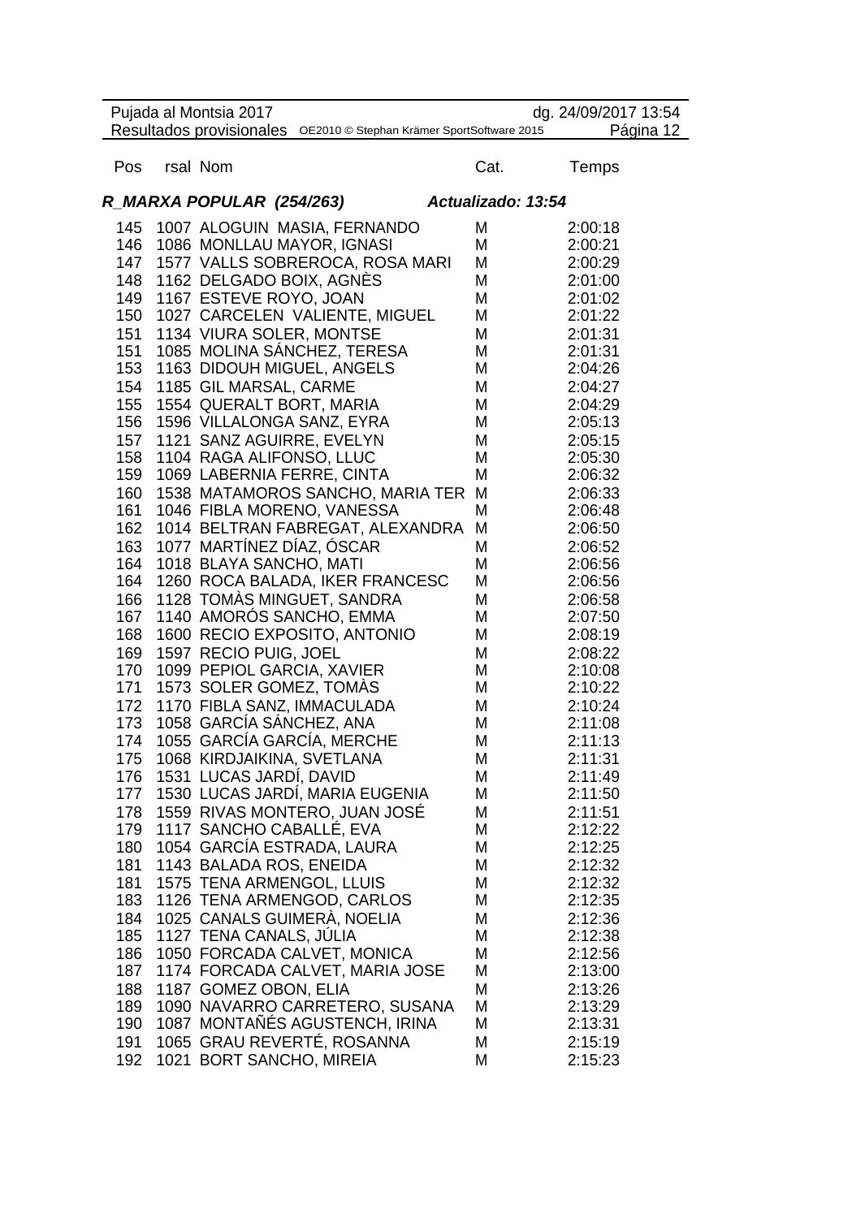## R_MARXA POPULAR (254/263) *Actualizado: 13:54*

| Pos | rsal | Nom | Cat. | Temps |
|---|---|---|---|---|
| 145 | 1007 | ALOGUIN MASIA, FERNANDO | M | 2:00:18 |
| 146 | 1086 | MONLLAU MAYOR, IGNASI | M | 2:00:21 |
| 147 | 1577 | VALLS SOBREROCA, ROSA MARI | M | 2:00:29 |
| 148 | 1162 | DELGADO BOIX, AGNÈS | M | 2:01:00 |
| 149 | 1167 | ESTEVE ROYO, JOAN | M | 2:01:02 |
| 150 | 1027 | CARCELEN VALIENTE, MIGUEL | M | 2:01:22 |
| 151 | 1134 | VIURA SOLER, MONTSE | M | 2:01:31 |
| 151 | 1085 | MOLINA SÁNCHEZ, TERESA | M | 2:01:31 |
| 153 | 1163 | DIDOUH MIGUEL, ANGELS | M | 2:04:26 |
| 154 | 1185 | GIL MARSAL, CARME | M | 2:04:27 |
| 155 | 1554 | QUERALT BORT, MARIA | M | 2:04:29 |
| 156 | 1596 | VILLALONGA SANZ, EYRA | M | 2:05:13 |
| 157 | 1121 | SANZ AGUIRRE, EVELYN | M | 2:05:15 |
| 158 | 1104 | RAGA ALIFONSO, LLUC | M | 2:05:30 |
| 159 | 1069 | LABERNIA FERRE, CINTA | M | 2:06:32 |
| 160 | 1538 | MATAMOROS SANCHO, MARIA TER | M | 2:06:33 |
| 161 | 1046 | FIBLA MORENO, VANESSA | M | 2:06:48 |
| 162 | 1014 | BELTRAN FABREGAT, ALEXANDRA | M | 2:06:50 |
| 163 | 1077 | MARTÍNEZ DÍAZ, ÓSCAR | M | 2:06:52 |
| 164 | 1018 | BLAYA SANCHO, MATI | M | 2:06:56 |
| 164 | 1260 | ROCA BALADA, IKER FRANCESC | M | 2:06:56 |
| 166 | 1128 | TOMÀS MINGUET, SANDRA | M | 2:06:58 |
| 167 | 1140 | AMORÓS SANCHO, EMMA | M | 2:07:50 |
| 168 | 1600 | RECIO EXPOSITO, ANTONIO | M | 2:08:19 |
| 169 | 1597 | RECIO PUIG, JOEL | M | 2:08:22 |
| 170 | 1099 | PEPIOL GARCIA, XAVIER | M | 2:10:08 |
| 171 | 1573 | SOLER GOMEZ, TOMÀS | M | 2:10:22 |
| 172 | 1170 | FIBLA SANZ, IMMACULADA | M | 2:10:24 |
| 173 | 1058 | GARCÍA SÁNCHEZ, ANA | M | 2:11:08 |
| 174 | 1055 | GARCÍA GARCÍA, MERCHE | M | 2:11:13 |
| 175 | 1068 | KIRDJAIKINA, SVETLANA | M | 2:11:31 |
| 176 | 1531 | LUCAS JARDÍ, DAVID | M | 2:11:49 |
| 177 | 1530 | LUCAS JARDÍ, MARIA EUGENIA | M | 2:11:50 |
| 178 | 1559 | RIVAS MONTERO, JUAN JOSÉ | M | 2:11:51 |
| 179 | 1117 | SANCHO CABALLÉ, EVA | M | 2:12:22 |
| 180 | 1054 | GARCÍA ESTRADA, LAURA | M | 2:12:25 |
| 181 | 1143 | BALADA ROS, ENEIDA | M | 2:12:32 |
| 181 | 1575 | TENA ARMENGOL, LLUIS | M | 2:12:32 |
| 183 | 1126 | TENA ARMENGOD, CARLOS | M | 2:12:35 |
| 184 | 1025 | CANALS GUIMERÀ, NOELIA | M | 2:12:36 |
| 185 | 1127 | TENA CANALS, JÚLIA | M | 2:12:38 |
| 186 | 1050 | FORCADA CALVET, MONICA | M | 2:12:56 |
| 187 | 1174 | FORCADA CALVET, MARIA JOSE | M | 2:13:00 |
| 188 | 1187 | GOMEZ OBON, ELIA | M | 2:13:26 |
| 189 | 1090 | NAVARRO CARRETERO, SUSANA | M | 2:13:29 |
| 190 | 1087 | MONTAÑÉS AGUSTENCH, IRINA | M | 2:13:31 |
| 191 | 1065 | GRAU REVERTÉ, ROSANNA | M | 2:15:19 |
| 192 | 1021 | BORT SANCHO, MIREIA | M | 2:15:23 |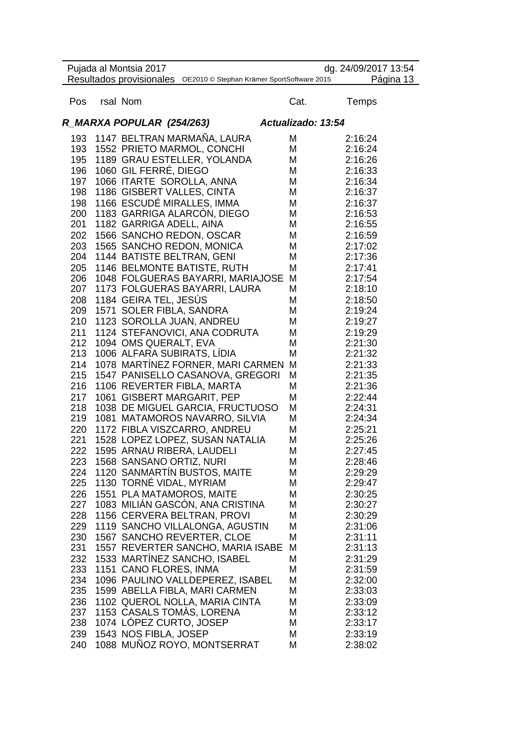### *R_MARXA POPULAR (254/263)* *Actualizado: 13:54*

| Pos | rsal | Nom | Cat. | Temps |
|---|---|---|---|---|
| 193 | 1147 | BELTRAN MARMAÑA, LAURA | M | 2:16:24 |
| 193 | 1552 | PRIETO MARMOL, CONCHI | M | 2:16:24 |
| 195 | 1189 | GRAU ESTELLER, YOLANDA | M | 2:16:26 |
| 196 | 1060 | GIL FERRÉ, DIEGO | M | 2:16:33 |
| 197 | 1066 | ITARTE SOROLLA, ANNA | M | 2:16:34 |
| 198 | 1186 | GISBERT VALLES, CINTA | M | 2:16:37 |
| 198 | 1166 | ESCUDÉ MIRALLES, IMMA | M | 2:16:37 |
| 200 | 1183 | GARRIGA ALARCÓN, DIEGO | M | 2:16:53 |
| 201 | 1182 | GARRIGA ADELL, AINA | M | 2:16:55 |
| 202 | 1566 | SANCHO REDON, OSCAR | M | 2:16:59 |
| 203 | 1565 | SANCHO REDON, MONICA | M | 2:17:02 |
| 204 | 1144 | BATISTE BELTRAN, GENI | M | 2:17:36 |
| 205 | 1146 | BELMONTE BATISTE, RUTH | M | 2:17:41 |
| 206 | 1048 | FOLGUERAS BAYARRI, MARIAJOSE | M | 2:17:54 |
| 207 | 1173 | FOLGUERAS BAYARRI, LAURA | M | 2:18:10 |
| 208 | 1184 | GEIRA TEL, JESÚS | M | 2:18:50 |
| 209 | 1571 | SOLER FIBLA, SANDRA | M | 2:19:24 |
| 210 | 1123 | SOROLLA JUAN, ANDREU | M | 2:19:27 |
| 211 | 1124 | STEFANOVICI, ANA CODRUTA | M | 2:19:29 |
| 212 | 1094 | OMS QUERALT, EVA | M | 2:21:30 |
| 213 | 1006 | ALFARA SUBIRATS, LÍDIA | M | 2:21:32 |
| 214 | 1078 | MARTÍNEZ FORNER, MARI CARMEN | M | 2:21:33 |
| 215 | 1547 | PANISELLO CASANOVA, GREGORI | M | 2:21:35 |
| 216 | 1106 | REVERTER FIBLA, MARTA | M | 2:21:36 |
| 217 | 1061 | GISBERT MARGARIT, PEP | M | 2:22:44 |
| 218 | 1038 | DE MIGUEL GARCIA, FRUCTUOSO | M | 2:24:31 |
| 219 | 1081 | MATAMOROS NAVARRO, SILVIA | M | 2:24:34 |
| 220 | 1172 | FIBLA VISZCARRO, ANDREU | M | 2:25:21 |
| 221 | 1528 | LOPEZ LOPEZ, SUSAN NATALIA | M | 2:25:26 |
| 222 | 1595 | ARNAU RIBERA, LAUDELI | M | 2:27:45 |
| 223 | 1568 | SANSANO ORTIZ, NURI | M | 2:28:46 |
| 224 | 1120 | SANMARTÍN BUSTOS, MAITE | M | 2:29:29 |
| 225 | 1130 | TORNÉ VIDAL, MYRIAM | M | 2:29:47 |
| 226 | 1551 | PLA MATAMOROS, MAITE | M | 2:30:25 |
| 227 | 1083 | MILIÁN GASCÓN, ANA CRISTINA | M | 2:30:27 |
| 228 | 1156 | CERVERA BELTRAN, PROVI | M | 2:30:29 |
| 229 | 1119 | SANCHO VILLALONGA, AGUSTIN | M | 2:31:06 |
| 230 | 1567 | SANCHO REVERTER, CLOE | M | 2:31:11 |
| 231 | 1557 | REVERTER SANCHO, MARIA ISABE | M | 2:31:13 |
| 232 | 1533 | MARTÍNEZ SANCHO, ISABEL | M | 2:31:29 |
| 233 | 1151 | CANO FLORES, INMA | M | 2:31:59 |
| 234 | 1096 | PAULINO VALLDEPEREZ, ISABEL | M | 2:32:00 |
| 235 | 1599 | ABELLA FIBLA, MARI CARMEN | M | 2:33:03 |
| 236 | 1102 | QUEROL NOLLA, MARIA CINTA | M | 2:33:09 |
| 237 | 1153 | CASALS TOMÀS, LORENA | M | 2:33:12 |
| 238 | 1074 | LÓPEZ CURTO, JOSEP | M | 2:33:17 |
| 239 | 1543 | NOS FIBLA, JOSEP | M | 2:33:19 |
| 240 | 1088 | MUÑOZ ROYO, MONTSERRAT | M | 2:38:02 |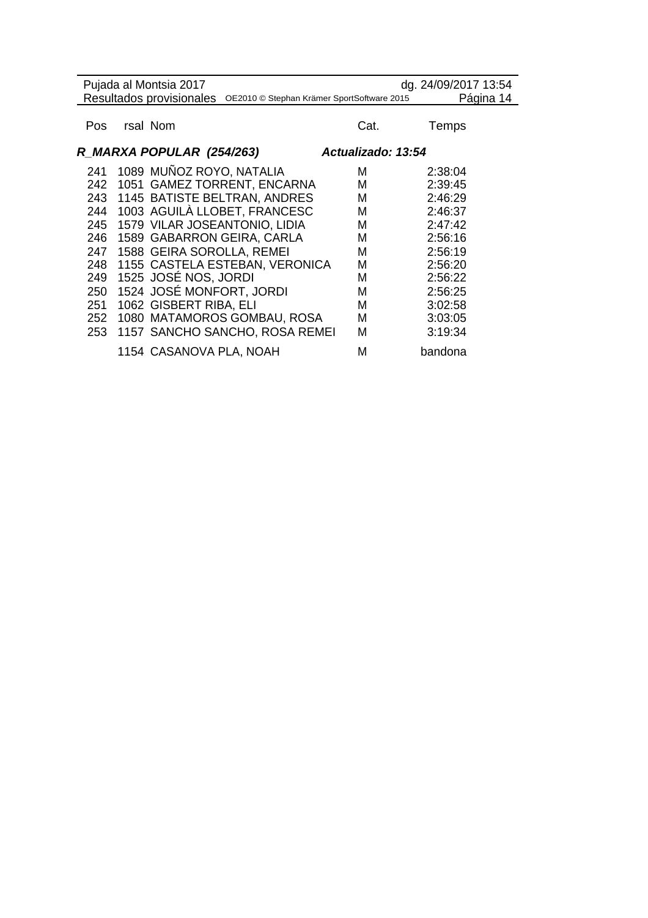## R_MARXA POPULAR (254/263)

*Actualizado: 13:54*

| Pos | rsal | Nom | Cat. | Temps |
|---|---|---|---|---|
| 241 | 1089 | MUÑOZ ROYO, NATALIA | M | 2:38:04 |
| 242 | 1051 | GAMEZ TORRENT, ENCARNA | M | 2:39:45 |
| 243 | 1145 | BATISTE BELTRAN, ANDRES | M | 2:46:29 |
| 244 | 1003 | AGUILÀ LLOBET, FRANCESC | M | 2:46:37 |
| 245 | 1579 | VILAR JOSEANTONIO, LIDIA | M | 2:47:42 |
| 246 | 1589 | GABARRON GEIRA, CARLA | M | 2:56:16 |
| 247 | 1588 | GEIRA SOROLLA, REMEI | M | 2:56:19 |
| 248 | 1155 | CASTELA ESTEBAN, VERONICA | M | 2:56:20 |
| 249 | 1525 | JOSÉ NOS, JORDI | M | 2:56:22 |
| 250 | 1524 | JOSÉ MONFORT, JORDI | M | 2:56:25 |
| 251 | 1062 | GISBERT RIBA, ELI | M | 3:02:58 |
| 252 | 1080 | MATAMOROS GOMBAU, ROSA | M | 3:03:05 |
| 253 | 1157 | SANCHO SANCHO, ROSA REMEI | M | 3:19:34 |
| | 1154 | CASANOVA PLA, NOAH | M | bandona |